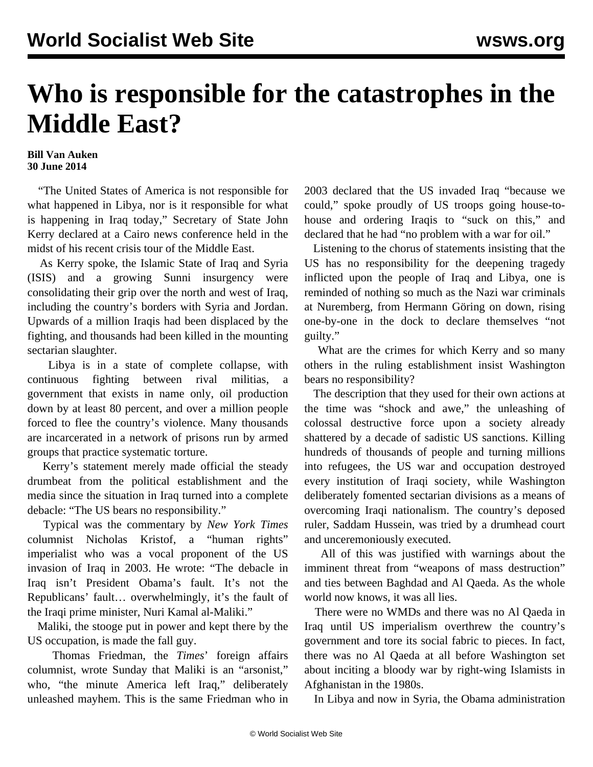# Who is responsible for the catastrophes in the Middle East?

**Bill Van Auken**
**30 June 2014**

"The United States of America is not responsible for what happened in Libya, nor is it responsible for what is happening in Iraq today," Secretary of State John Kerry declared at a Cairo news conference held in the midst of his recent crisis tour of the Middle East.

As Kerry spoke, the Islamic State of Iraq and Syria (ISIS) and a growing Sunni insurgency were consolidating their grip over the north and west of Iraq, including the country's borders with Syria and Jordan. Upwards of a million Iraqis had been displaced by the fighting, and thousands had been killed in the mounting sectarian slaughter.

Libya is in a state of complete collapse, with continuous fighting between rival militias, a government that exists in name only, oil production down by at least 80 percent, and over a million people forced to flee the country's violence. Many thousands are incarcerated in a network of prisons run by armed groups that practice systematic torture.

Kerry's statement merely made official the steady drumbeat from the political establishment and the media since the situation in Iraq turned into a complete debacle: "The US bears no responsibility."

Typical was the commentary by *New York Times* columnist Nicholas Kristof, a "human rights" imperialist who was a vocal proponent of the US invasion of Iraq in 2003. He wrote: "The debacle in Iraq isn't President Obama's fault. It's not the Republicans' fault… overwhelmingly, it's the fault of the Iraqi prime minister, Nuri Kamal al-Maliki."

Maliki, the stooge put in power and kept there by the US occupation, is made the fall guy.

Thomas Friedman, the *Times*' foreign affairs columnist, wrote Sunday that Maliki is an "arsonist," who, "the minute America left Iraq," deliberately unleashed mayhem. This is the same Friedman who in 2003 declared that the US invaded Iraq "because we could," spoke proudly of US troops going house-to-house and ordering Iraqis to "suck on this," and declared that he had "no problem with a war for oil."

Listening to the chorus of statements insisting that the US has no responsibility for the deepening tragedy inflicted upon the people of Iraq and Libya, one is reminded of nothing so much as the Nazi war criminals at Nuremberg, from Hermann Göring on down, rising one-by-one in the dock to declare themselves "not guilty."

What are the crimes for which Kerry and so many others in the ruling establishment insist Washington bears no responsibility?

The description that they used for their own actions at the time was "shock and awe," the unleashing of colossal destructive force upon a society already shattered by a decade of sadistic US sanctions. Killing hundreds of thousands of people and turning millions into refugees, the US war and occupation destroyed every institution of Iraqi society, while Washington deliberately fomented sectarian divisions as a means of overcoming Iraqi nationalism. The country's deposed ruler, Saddam Hussein, was tried by a drumhead court and unceremoniously executed.

All of this was justified with warnings about the imminent threat from "weapons of mass destruction" and ties between Baghdad and Al Qaeda. As the whole world now knows, it was all lies.

There were no WMDs and there was no Al Qaeda in Iraq until US imperialism overthrew the country's government and tore its social fabric to pieces. In fact, there was no Al Qaeda at all before Washington set about inciting a bloody war by right-wing Islamists in Afghanistan in the 1980s.

In Libya and now in Syria, the Obama administration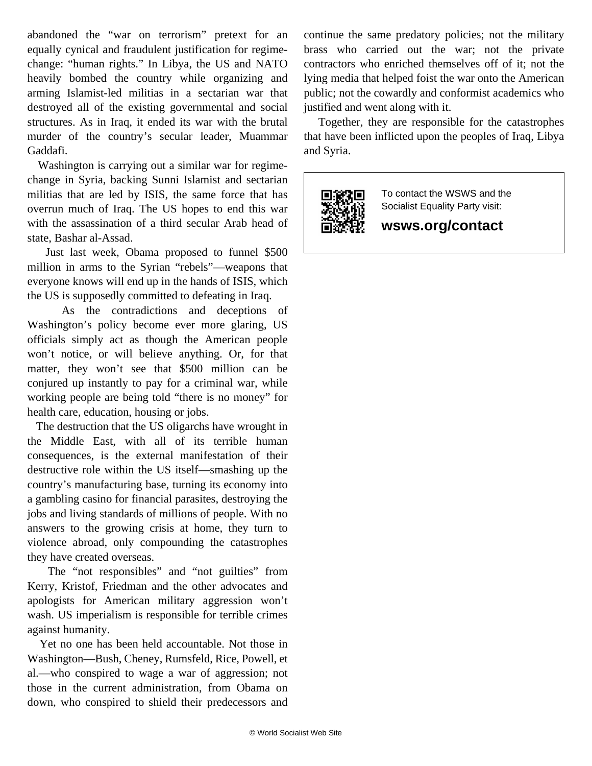abandoned the "war on terrorism" pretext for an equally cynical and fraudulent justification for regime-change: "human rights." In Libya, the US and NATO heavily bombed the country while organizing and arming Islamist-led militias in a sectarian war that destroyed all of the existing governmental and social structures. As in Iraq, it ended its war with the brutal murder of the country's secular leader, Muammar Gaddafi.

Washington is carrying out a similar war for regime-change in Syria, backing Sunni Islamist and sectarian militias that are led by ISIS, the same force that has overrun much of Iraq. The US hopes to end this war with the assassination of a third secular Arab head of state, Bashar al-Assad.

Just last week, Obama proposed to funnel $500 million in arms to the Syrian "rebels"—weapons that everyone knows will end up in the hands of ISIS, which the US is supposedly committed to defeating in Iraq.

As the contradictions and deceptions of Washington's policy become ever more glaring, US officials simply act as though the American people won't notice, or will believe anything. Or, for that matter, they won't see that $500 million can be conjured up instantly to pay for a criminal war, while working people are being told "there is no money" for health care, education, housing or jobs.

The destruction that the US oligarchs have wrought in the Middle East, with all of its terrible human consequences, is the external manifestation of their destructive role within the US itself—smashing up the country's manufacturing base, turning its economy into a gambling casino for financial parasites, destroying the jobs and living standards of millions of people. With no answers to the growing crisis at home, they turn to violence abroad, only compounding the catastrophes they have created overseas.

The "not responsibles" and "not guilties" from Kerry, Kristof, Friedman and the other advocates and apologists for American military aggression won't wash. US imperialism is responsible for terrible crimes against humanity.

Yet no one has been held accountable. Not those in Washington—Bush, Cheney, Rumsfeld, Rice, Powell, et al.—who conspired to wage a war of aggression; not those in the current administration, from Obama on down, who conspired to shield their predecessors and continue the same predatory policies; not the military brass who carried out the war; not the private contractors who enriched themselves off of it; not the lying media that helped foist the war onto the American public; not the cowardly and conformist academics who justified and went along with it.

Together, they are responsible for the catastrophes that have been inflicted upon the peoples of Iraq, Libya and Syria.

To contact the WSWS and the Socialist Equality Party visit:

**wsws.org/contact**